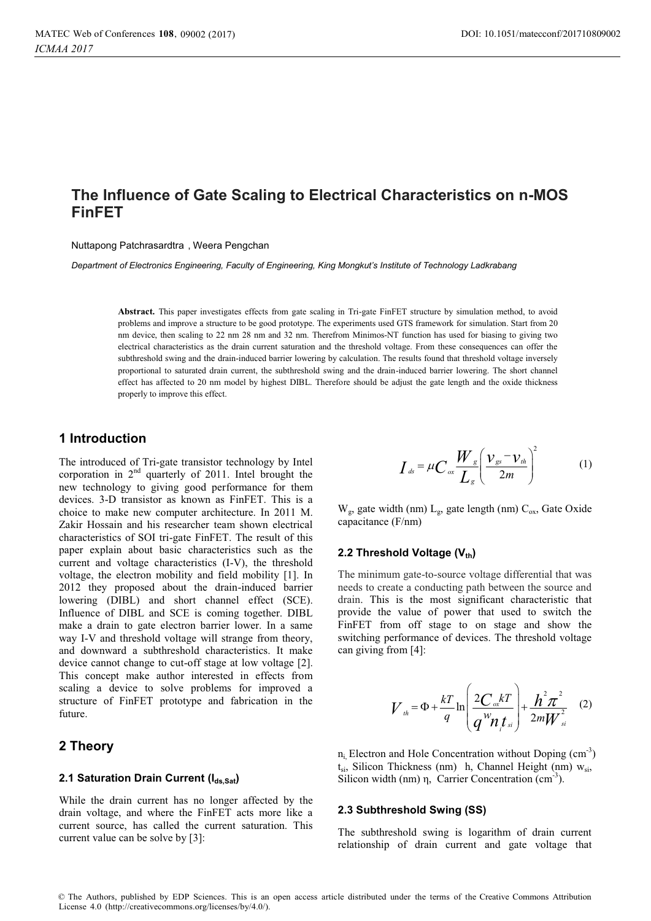# The Influence of Gate Scaling to Electrical Characteristics on n-MOS FinFET

Nuttapong Patchrasardtra , Weera Pengchan

*Department of Electronics Engineering, Faculty of Engineering, King Mongkut's Institute of Technology Ladkrabang*

**Abstract.** This paper investigates effects from gate scaling in Tri-gate FinFET structure by simulation method, to avoid problems and improve a structure to be good prototype. The experiments used GTS framework for simulation. Start from 20 nm device, then scaling to 22 nm 28 nm and 32 nm. Therefrom Minimos-NT function has used for biasing to giving two electrical characteristics as the drain current saturation and the threshold voltage. From these consequences can offer the subthreshold swing and the drain-induced barrier lowering by calculation. The results found that threshold voltage inversely proportional to saturated drain current, the subthreshold swing and the drain-induced barrier lowering. The short channel effect has affected to 20 nm model by highest DIBL. Therefore should be adjust the gate length and the oxide thickness properly to improve this effect.

## 1 Introduction

The introduced of Tri-gate transistor technology by Intel corporation in 2nd quarterly of 2011. Intel brought the new technology to giving good performance for them devices. 3-D transistor as known as FinFET. This is a choice to make new computer architecture. In 2011 M. Zakir Hossain and his researcher team shown electrical characteristics of SOI tri-gate FinFET. The result of this paper explain about basic characteristics such as the current and voltage characteristics (I-V), the threshold voltage, the electron mobility and field mobility [1]. In 2012 they proposed about the drain-induced barrier lowering (DIBL) and short channel effect (SCE). Influence of DIBL and SCE is coming together. DIBL make a drain to gate electron barrier lower. In a same way I-V and threshold voltage will strange from theory, and downward a subthreshold characteristics. It make device cannot change to cut-off stage at low voltage [2]. This concept make author interested in effects from scaling a device to solve problems for improved a structure of FinFET prototype and fabrication in the future.

## 2 Theory

### 2.1 Saturation Drain Current ($I_{ds,Sat}$)

While the drain current has no longer affected by the drain voltage, and where the FinFET acts more like a current source, has called the current saturation. This current value can be solve by [3]:

$$I_{ds} = \mu C_{ox} \frac{W_g}{L_g} \left( \frac{v_{gs} - v_{th}}{2m} \right)^2 \quad (1)$$

$W_g$, gate width (nm) $L_g$, gate length (nm) $C_{ox}$, Gate Oxide capacitance (F/nm)

### 2.2 Threshold Voltage ($V_{th}$)

The minimum gate-to-source voltage differential that was needs to create a conducting path between the source and drain. This is the most significant characteristic that provide the value of power that used to switch the FinFET from off stage to on stage and show the switching performance of devices. The threshold voltage can giving from [4]:

$$V_{th} = \Phi + \frac{kT}{q} \ln \left( \frac{2C_{ox}kT}{q^{w} n_i t_{si}} \right) + \frac{h^2 \pi^2}{2mW_{si}^2} \quad (2)$$

$n_i$, Electron and Hole Concentration without Doping ($cm^{-3}$) $t_{si}$, Silicon Thickness (nm) h, Channel Height (nm) $w_{si}$, Silicon width (nm) η, Carrier Concentration ($cm^{-3}$).

### 2.3 Subthreshold Swing (SS)

The subthreshold swing is logarithm of drain current relationship of drain current and gate voltage that

© The Authors, published by EDP Sciences. This is an open access article distributed under the terms of the Creative Commons Attribution License 4.0 (http://creativecommons.org/licenses/by/4.0/).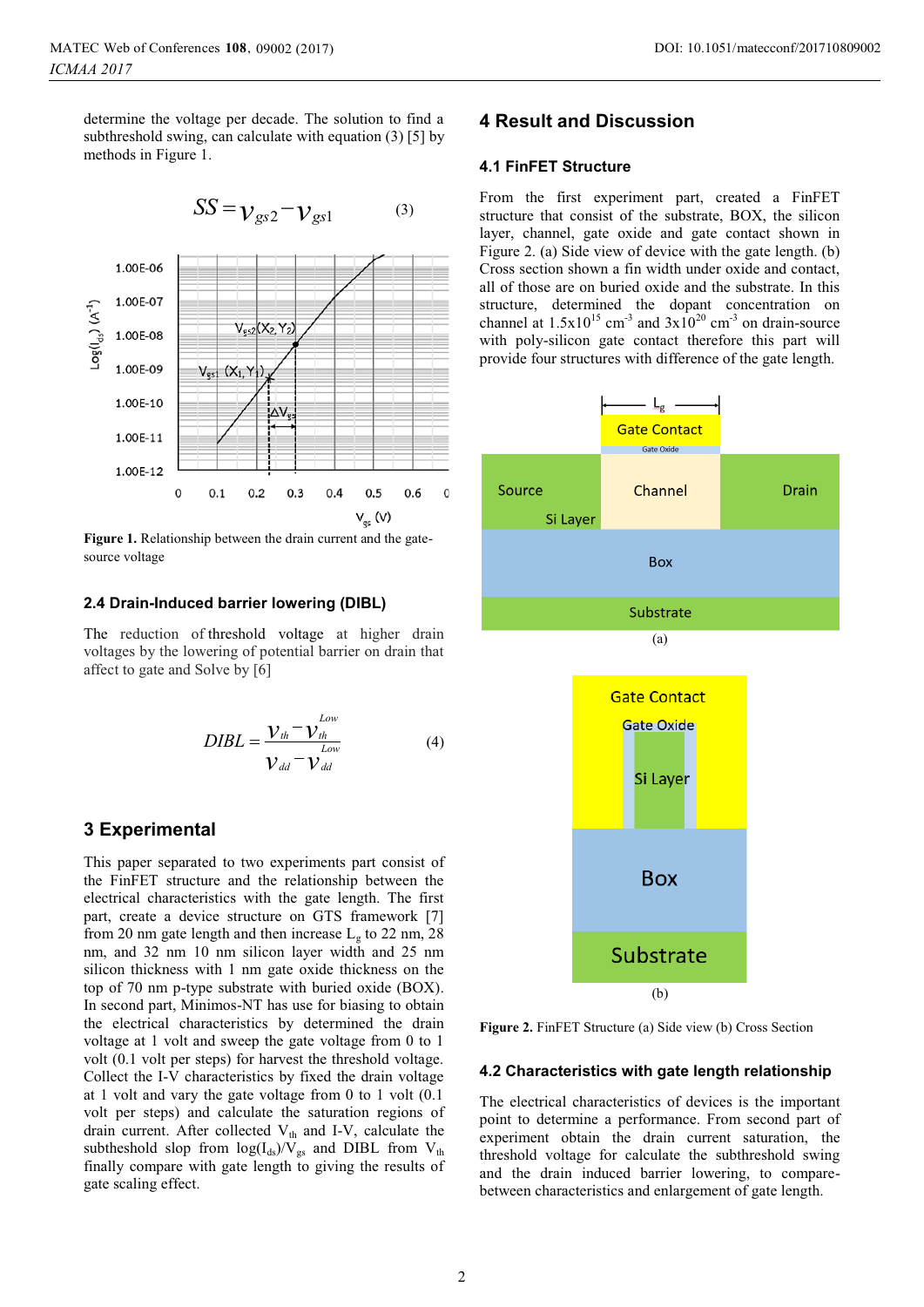determine the voltage per decade. The solution to find a subthreshold swing, can calculate with equation (3) [5] by methods in Figure 1.

$$SS = v_{gs2} - v_{gs1} \qquad (3)$$

**Figure 1.** Relationship between the drain current and the gate-source voltage

### 2.4 Drain-Induced barrier lowering (DIBL)

The reduction of threshold voltage at higher drain voltages by the lowering of potential barrier on drain that affect to gate and Solve by [6]

$$DIBL = \frac{v_{th} - v_{th}^{Low}}{v_{dd} - v_{dd}^{Low}} \qquad (4)$$

## 3 Experimental

This paper separated to two experiments part consist of the FinFET structure and the relationship between the electrical characteristics with the gate length. The first part, create a device structure on GTS framework [7] from 20 nm gate length and then increase $L_g$ to 22 nm, 28 nm, and 32 nm 10 nm silicon layer width and 25 nm silicon thickness with 1 nm gate oxide thickness on the top of 70 nm p-type substrate with buried oxide (BOX). In second part, Minimos-NT has use for biasing to obtain the electrical characteristics by determined the drain voltage at 1 volt and sweep the gate voltage from 0 to 1 volt (0.1 volt per steps) for harvest the threshold voltage. Collect the I-V characteristics by fixed the drain voltage at 1 volt and vary the gate voltage from 0 to 1 volt (0.1 volt per steps) and calculate the saturation regions of drain current. After collected $V_{th}$ and I-V, calculate the subtheshold slop from $\log(I_{ds})/V_{gs}$ and DIBL from $V_{th}$ finally compare with gate length to giving the results of gate scaling effect.

## 4 Result and Discussion

### 4.1 FinFET Structure

From the first experiment part, created a FinFET structure that consist of the substrate, BOX, the silicon layer, channel, gate oxide and gate contact shown in Figure 2. (a) Side view of device with the gate length. (b) Cross section shown a fin width under oxide and contact, all of those are on buried oxide and the substrate. In this structure, determined the dopant concentration on channel at $1.5\text{x}10^{15}$ $cm^{-3}$ and $3\text{x}10^{20}$ $cm^{-3}$ on drain-source with poly-silicon gate contact therefore this part will provide four structures with difference of the gate length.

**Figure 2.** FinFET Structure (a) Side view (b) Cross Section

### 4.2 Characteristics with gate length relationship

The electrical characteristics of devices is the important point to determine a performance. From second part of experiment obtain the drain current saturation, the threshold voltage for calculate the subthreshold swing and the drain induced barrier lowering, to compare-between characteristics and enlargement of gate length.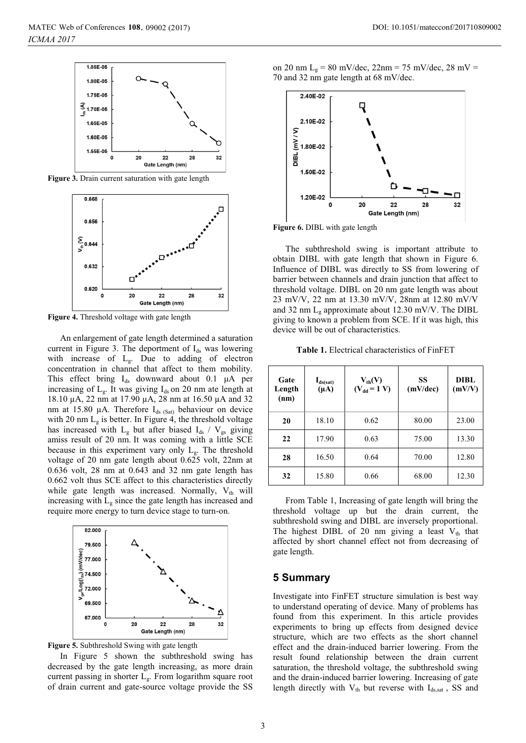Figure 3. Drain current saturation with gate length

Figure 4. Threshold voltage with gate length

An enlargement of gate length determined a saturation current in Figure 3. The deportment of $I_{ds}$ was lowering with increase of $L_g$. Due to adding of electron concentration in channel that affect to them mobility. This effect bring $I_{ds}$ downward about 0.1 µA per increasing of $L_g$. It was giving $I_{ds}$ on 20 nm ate length at 18.10 µA, 22 nm at 17.90 µA, 28 nm at 16.50 µA and 32 nm at 15.80 µA. Therefore $I_{ds\ (Sat)}$ behaviour on device with 20 nm $L_g$ is better. In Figure 4, the threshold voltage has increased with $L_g$ but after biased $I_{ds}$ / $V_{gs}$ giving amiss result of 20 nm. It was coming with a little SCE because in this experiment vary only $L_g$. The threshold voltage of 20 nm gate length about 0.625 volt, 22nm at 0.636 volt, 28 nm at 0.643 and 32 nm gate length has 0.662 volt thus SCE affect to this characteristics directly while gate length was increased. Normally, $V_{th}$ will increasing with $L_g$ since the gate length has increased and require more energy to turn device stage to turn-on.

Figure 5. Subthreshold Swing with gate length

In Figure 5 shown the subthreshold swing has decreased by the gate length increasing, as more drain current passing in shorter $L_g$. From logarithm square root of drain current and gate-source voltage provide the SS on 20 nm $L_g$ = 80 mV/dec, 22nm = 75 mV/dec, 28 mV = 70 and 32 nm gate length at 68 mV/dec.

Figure 6. DIBL with gate length

The subthreshold swing is important attribute to obtain DIBL with gate length that shown in Figure 6. Influence of DIBL was directly to SS from lowering of barrier between channels and drain junction that affect to threshold voltage. DIBL on 20 nm gate length was about 23 mV/V, 22 nm at 13.30 mV/V, 28nm at 12.80 mV/V and 32 nm $L_g$ approximate about 12.30 mV/V. The DIBL giving to known a problem from SCE. If it was high, this device will be out of characteristics.

**Table 1.** Electrical characteristics of FinFET

| Gate Length (nm) | $I_{ds(sat)}$ (µA) | $V_{th}$(V) ($V_{dd}$ = 1 V) | SS (mV/dec) | DIBL (mV/V) |
|---|---|---|---|---|
| **20** | 18.10 | 0.62 | 80.00 | 23.00 |
| **22** | 17.90 | 0.63 | 75.00 | 13.30 |
| **28** | 16.50 | 0.64 | 70.00 | 12.80 |
| **32** | 15.80 | 0.66 | 68.00 | 12.30 |

From Table 1, Increasing of gate length will bring the threshold voltage up but the drain current, the subthreshold swing and DIBL are inversely proportional. The highest DIBL of 20 nm giving a least $V_{th}$ that affected by short channel effect not from decreasing of gate length.

## 5 Summary

Investigate into FinFET structure simulation is best way to understand operating of device. Many of problems has found from this experiment. In this article provides experiments to bring up effects from designed device structure, which are two effects as the short channel effect and the drain-induced barrier lowering. From the result found relationship between the drain current saturation, the threshold voltage, the subthreshold swing and the drain-induced barrier lowering. Increasing of gate length directly with $V_{th}$ but reverse with $I_{ds,sat}$ , SS and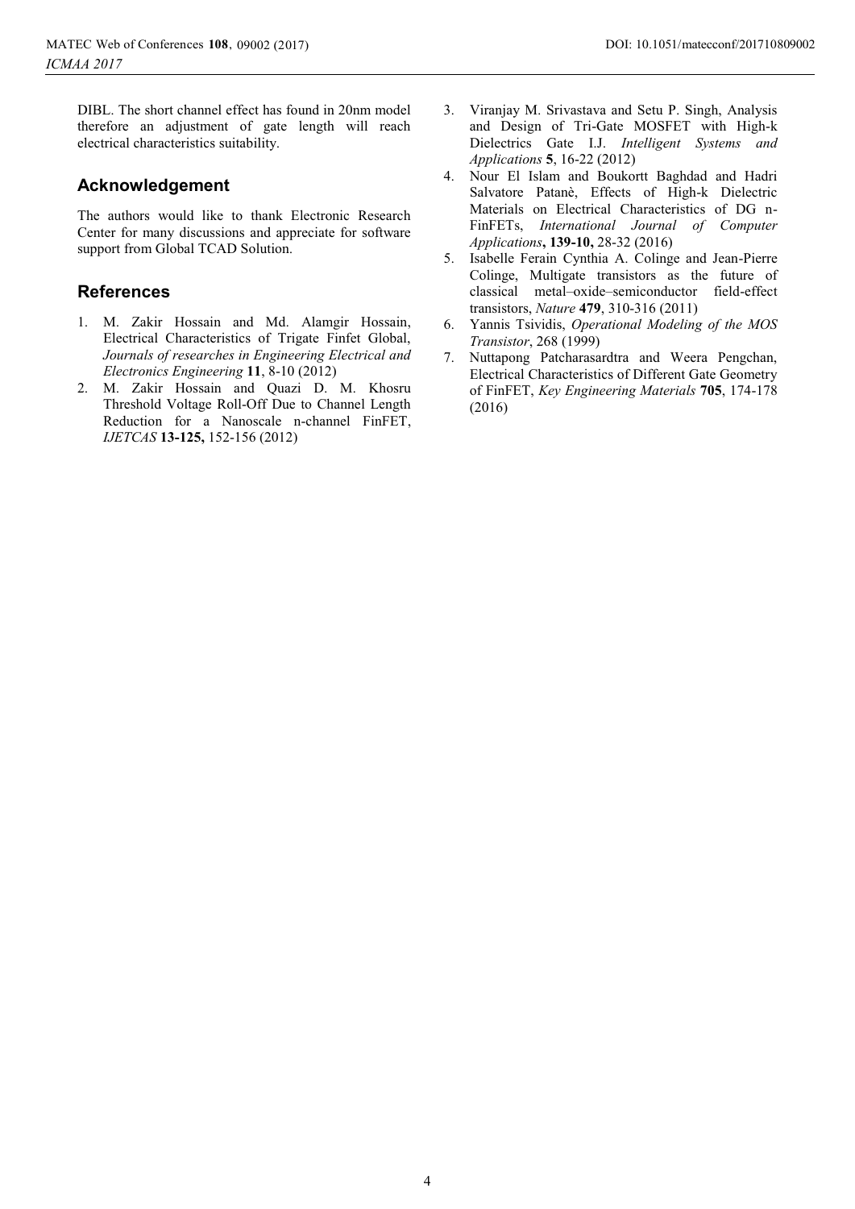DIBL. The short channel effect has found in 20nm model therefore an adjustment of gate length will reach electrical characteristics suitability.

## Acknowledgement

The authors would like to thank Electronic Research Center for many discussions and appreciate for software support from Global TCAD Solution.

## References

1. M. Zakir Hossain and Md. Alamgir Hossain, Electrical Characteristics of Trigate Finfet Global, *Journals of researches in Engineering Electrical and Electronics Engineering* **11**, 8-10 (2012)
2. M. Zakir Hossain and Quazi D. M. Khosru Threshold Voltage Roll-Off Due to Channel Length Reduction for a Nanoscale n-channel FinFET, *IJETCAS* **13-125,** 152-156 (2012)
3. Viranjay M. Srivastava and Setu P. Singh, Analysis and Design of Tri-Gate MOSFET with High-k Dielectrics Gate I.J. *Intelligent Systems and Applications* **5**, 16-22 (2012)
4. Nour El Islam and Boukortt Baghdad and Hadri Salvatore Patanè, Effects of High-k Dielectric Materials on Electrical Characteristics of DG n-FinFETs, *International Journal of Computer Applications***, 139-10,** 28-32 (2016)
5. Isabelle Ferain Cynthia A. Colinge and Jean-Pierre Colinge, Multigate transistors as the future of classical metal–oxide–semiconductor field-effect transistors, *Nature* **479**, 310-316 (2011)
6. Yannis Tsividis, *Operational Modeling of the MOS Transistor*, 268 (1999)
7. Nuttapong Patcharasardtra and Weera Pengchan, Electrical Characteristics of Different Gate Geometry of FinFET, *Key Engineering Materials* **705**, 174-178 (2016)